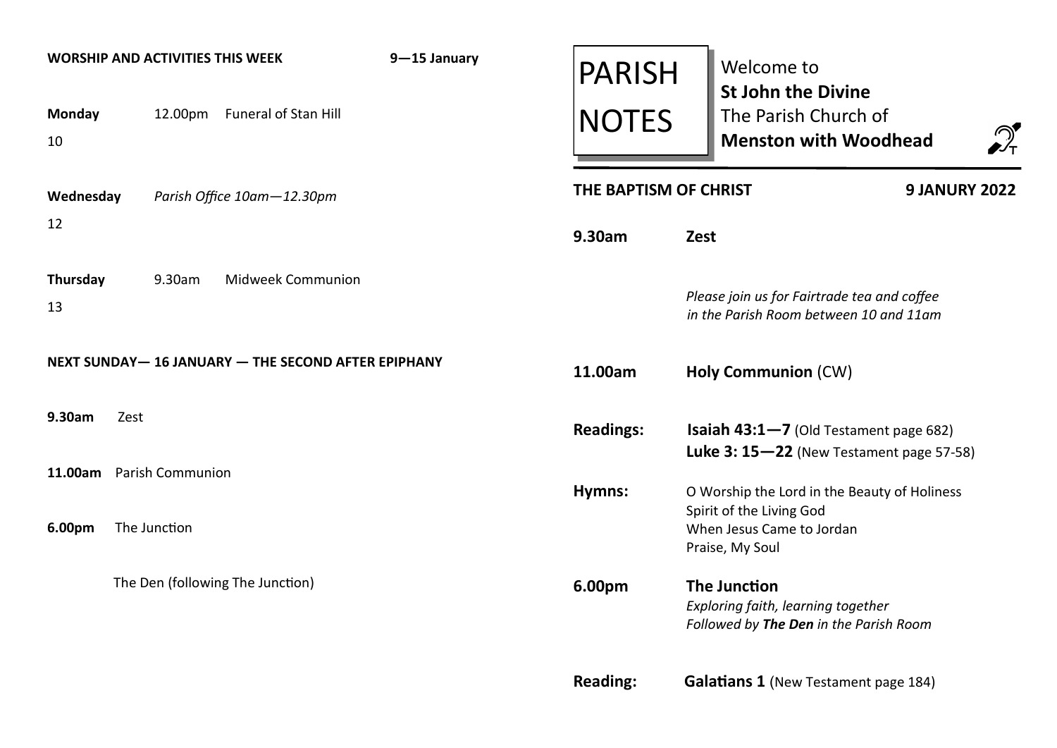**WORSHIP AND ACTIVITIES THIS WEEK** **9—15 January**

**Monday** 10 — 12.00pm Funeral of Stan Hill

**Wednesday** 12 — *Parish Office 10am—12.30pm*

**Thursday** 13 — 9.30am Midweek Communion

**NEXT SUNDAY— 16 JANUARY — THE SECOND AFTER EPIPHANY**

**9.30am** Zest

**11.00am** Parish Communion

**6.00pm** The Junction

The Den (following The Junction)

# PARISH NOTES

Welcome to
**St John the Divine**
The Parish Church of
**Menston with Woodhead**

**THE BAPTISM OF CHRIST** **9 JANURY 2022**

**9.30am** **Zest**

*Please join us for Fairtrade tea and coffee in the Parish Room between 10 and 11am*

**11.00am** **Holy Communion** (CW)

**Readings:** **Isaiah 43:1—7** (Old Testament page 682)
**Luke 3: 15—22** (New Testament page 57-58)

**Hymns:**
O Worship the Lord in the Beauty of Holiness
Spirit of the Living God
When Jesus Came to Jordan
Praise, My Soul

**6.00pm** **The Junction**
*Exploring faith, learning together*
*Followed by **The Den** in the Parish Room*

**Reading:** **Galatians 1** (New Testament page 184)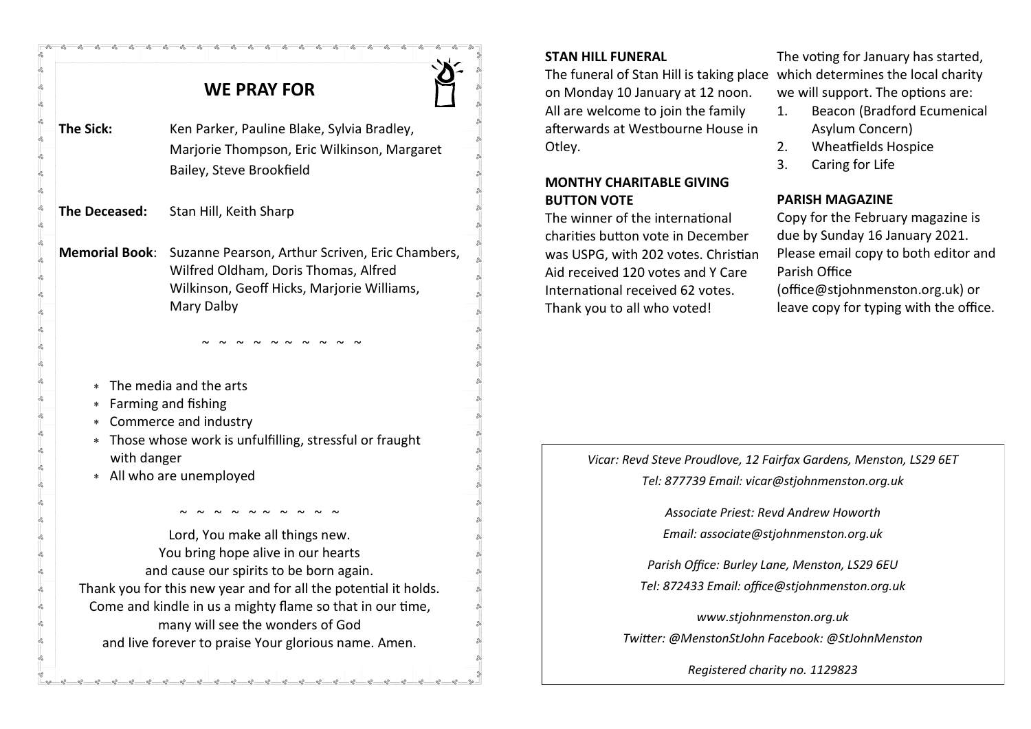## WE PRAY FOR

**The Sick:** Ken Parker, Pauline Blake, Sylvia Bradley, Marjorie Thompson, Eric Wilkinson, Margaret Bailey, Steve Brookfield

**The Deceased:** Stan Hill, Keith Sharp

**Memorial Book:** Suzanne Pearson, Arthur Scriven, Eric Chambers, Wilfred Oldham, Doris Thomas, Alfred Wilkinson, Geoff Hicks, Marjorie Williams, Mary Dalby

~ ~ ~ ~ ~ ~ ~ ~ ~ ~

- The media and the arts
- Farming and fishing
- Commerce and industry
- Those whose work is unfulfilling, stressful or fraught with danger
- All who are unemployed

~ ~ ~ ~ ~ ~ ~ ~ ~ ~

Lord, You make all things new.
You bring hope alive in our hearts
and cause our spirits to be born again.
Thank you for this new year and for all the potential it holds.
Come and kindle in us a mighty flame so that in our time,
many will see the wonders of God
and live forever to praise Your glorious name. Amen.

**STAN HILL FUNERAL**

The funeral of Stan Hill is taking place on Monday 10 January at 12 noon. All are welcome to join the family afterwards at Westbourne House in Otley.

**MONTHY CHARITABLE GIVING BUTTON VOTE**

The winner of the international charities button vote in December was USPG, with 202 votes. Christian Aid received 120 votes and Y Care International received 62 votes. Thank you to all who voted!

The voting for January has started, which determines the local charity we will support. The options are:

1. Beacon (Bradford Ecumenical Asylum Concern)
2. Wheatfields Hospice
3. Caring for Life

**PARISH MAGAZINE**

Copy for the February magazine is due by Sunday 16 January 2021. Please email copy to both editor and Parish Office (office@stjohnmenston.org.uk) or leave copy for typing with the office.

*Vicar: Revd Steve Proudlove, 12 Fairfax Gardens, Menston, LS29 6ET*
*Tel: 877739 Email: vicar@stjohnmenston.org.uk*

*Associate Priest: Revd Andrew Howorth*
*Email: associate@stjohnmenston.org.uk*

*Parish Office: Burley Lane, Menston, LS29 6EU*
*Tel: 872433 Email: office@stjohnmenston.org.uk*

*www.stjohnmenston.org.uk*
*Twitter: @MenstonStJohn Facebook: @StJohnMenston*

*Registered charity no. 1129823*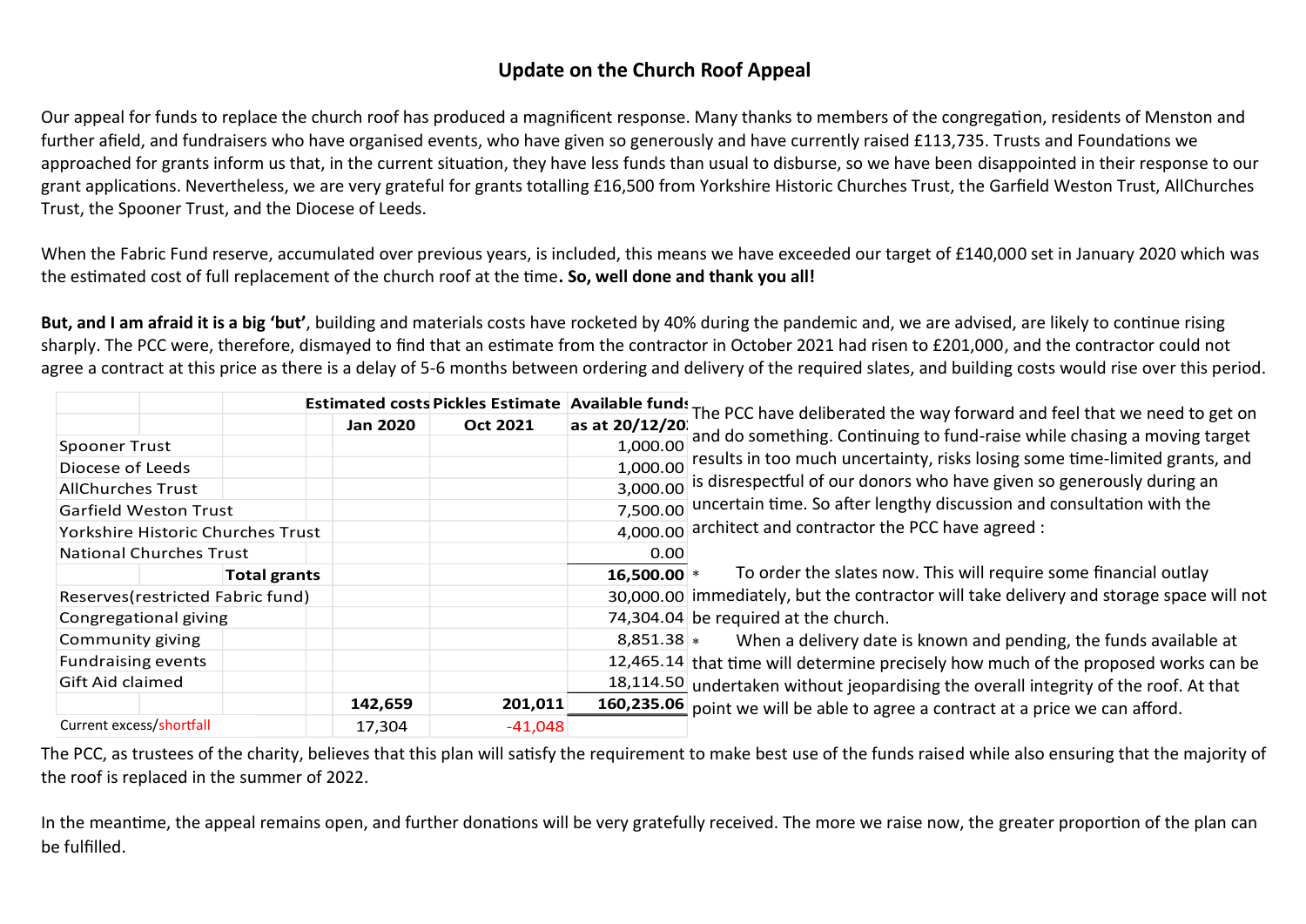# Update on the Church Roof Appeal

Our appeal for funds to replace the church roof has produced a magnificent response. Many thanks to members of the congregation, residents of Menston and further afield, and fundraisers who have organised events, who have given so generously and have currently raised £113,735. Trusts and Foundations we approached for grants inform us that, in the current situation, they have less funds than usual to disburse, so we have been disappointed in their response to our grant applications. Nevertheless, we are very grateful for grants totalling £16,500 from Yorkshire Historic Churches Trust, the Garfield Weston Trust, AllChurches Trust, the Spooner Trust, and the Diocese of Leeds.

When the Fabric Fund reserve, accumulated over previous years, is included, this means we have exceeded our target of £140,000 set in January 2020 which was the estimated cost of full replacement of the church roof at the time**. So, well done and thank you all!**

**But, and I am afraid it is a big 'but'**, building and materials costs have rocketed by 40% during the pandemic and, we are advised, are likely to continue rising sharply. The PCC were, therefore, dismayed to find that an estimate from the contractor in October 2021 had risen to £201,000, and the contractor could not agree a contract at this price as there is a delay of 5-6 months between ordering and delivery of the required slates, and building costs would rise over this period.

| | Estimated costs Jan 2020 | Pickles Estimate Oct 2021 | Available funds as at 20/12/20 |
|---|---|---|---|
| Spooner Trust | | | 1,000.00 |
| Diocese of Leeds | | | 1,000.00 |
| AllChurches Trust | | | 3,000.00 |
| Garfield Weston Trust | | | 7,500.00 |
| Yorkshire Historic Churches Trust | | | 4,000.00 |
| National Churches Trust | | | 0.00 |
| **Total grants** | | | **16,500.00** |
| Reserves(restricted Fabric fund) | | | 30,000.00 |
| Congregational giving | | | 74,304.04 |
| Community giving | | | 8,851.38 |
| Fundraising events | | | 12,465.14 |
| Gift Aid claimed | | | 18,114.50 |
| | **142,659** | **201,011** | **160,235.06** |
| Current excess/shortfall | 17,304 | -41,048 | |

The PCC have deliberated the way forward and feel that we need to get on and do something. Continuing to fund-raise while chasing a moving target results in too much uncertainty, risks losing some time-limited grants, and is disrespectful of our donors who have given so generously during an uncertain time. So after lengthy discussion and consultation with the architect and contractor the PCC have agreed :

- To order the slates now. This will require some financial outlay immediately, but the contractor will take delivery and storage space will not be required at the church.
- When a delivery date is known and pending, the funds available at that time will determine precisely how much of the proposed works can be undertaken without jeopardising the overall integrity of the roof. At that point we will be able to agree a contract at a price we can afford.

The PCC, as trustees of the charity, believes that this plan will satisfy the requirement to make best use of the funds raised while also ensuring that the majority of the roof is replaced in the summer of 2022.

In the meantime, the appeal remains open, and further donations will be very gratefully received. The more we raise now, the greater proportion of the plan can be fulfilled.